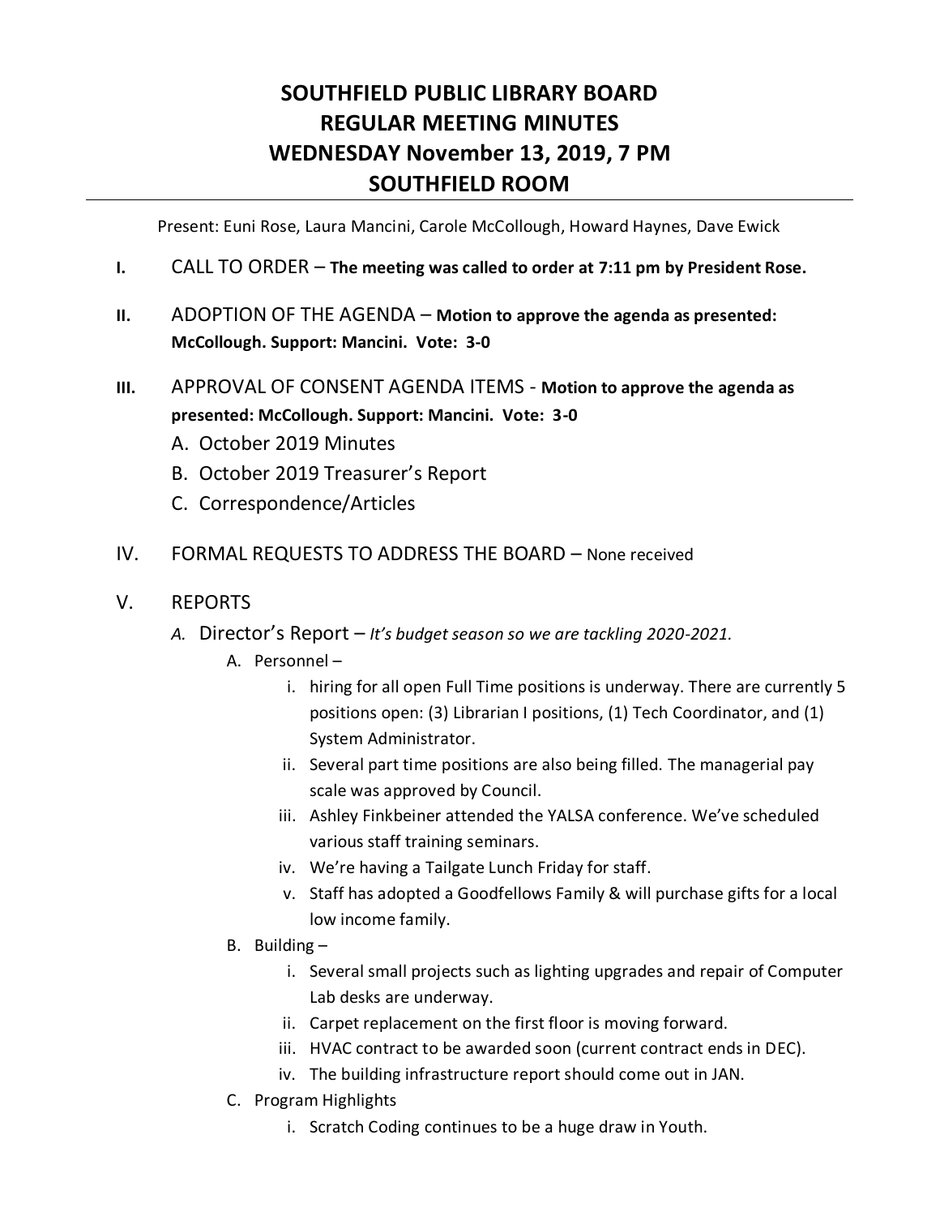# SOUTHFIELD PUBLIC LIBRARY BOARD
# REGULAR MEETING MINUTES
# WEDNESDAY November 13, 2019, 7 PM
# SOUTHFIELD ROOM

Present: Euni Rose, Laura Mancini, Carole McCollough, Howard Haynes, Dave Ewick

**I.** CALL TO ORDER – **The meeting was called to order at 7:11 pm by President Rose.**

**II.** ADOPTION OF THE AGENDA – **Motion to approve the agenda as presented: McCollough. Support: Mancini. Vote: 3-0**

**III.** APPROVAL OF CONSENT AGENDA ITEMS - **Motion to approve the agenda as presented: McCollough. Support: Mancini. Vote: 3-0**

A. October 2019 Minutes
B. October 2019 Treasurer's Report
C. Correspondence/Articles

IV. FORMAL REQUESTS TO ADDRESS THE BOARD – None received

V. REPORTS

*A.* Director's Report – *It's budget season so we are tackling 2020-2021.*

A. Personnel –
   i. hiring for all open Full Time positions is underway. There are currently 5 positions open: (3) Librarian I positions, (1) Tech Coordinator, and (1) System Administrator.
   ii. Several part time positions are also being filled. The managerial pay scale was approved by Council.
   iii. Ashley Finkbeiner attended the YALSA conference. We've scheduled various staff training seminars.
   iv. We're having a Tailgate Lunch Friday for staff.
   v. Staff has adopted a Goodfellows Family & will purchase gifts for a local low income family.

B. Building –
   i. Several small projects such as lighting upgrades and repair of Computer Lab desks are underway.
   ii. Carpet replacement on the first floor is moving forward.
   iii. HVAC contract to be awarded soon (current contract ends in DEC).
   iv. The building infrastructure report should come out in JAN.

C. Program Highlights
   i. Scratch Coding continues to be a huge draw in Youth.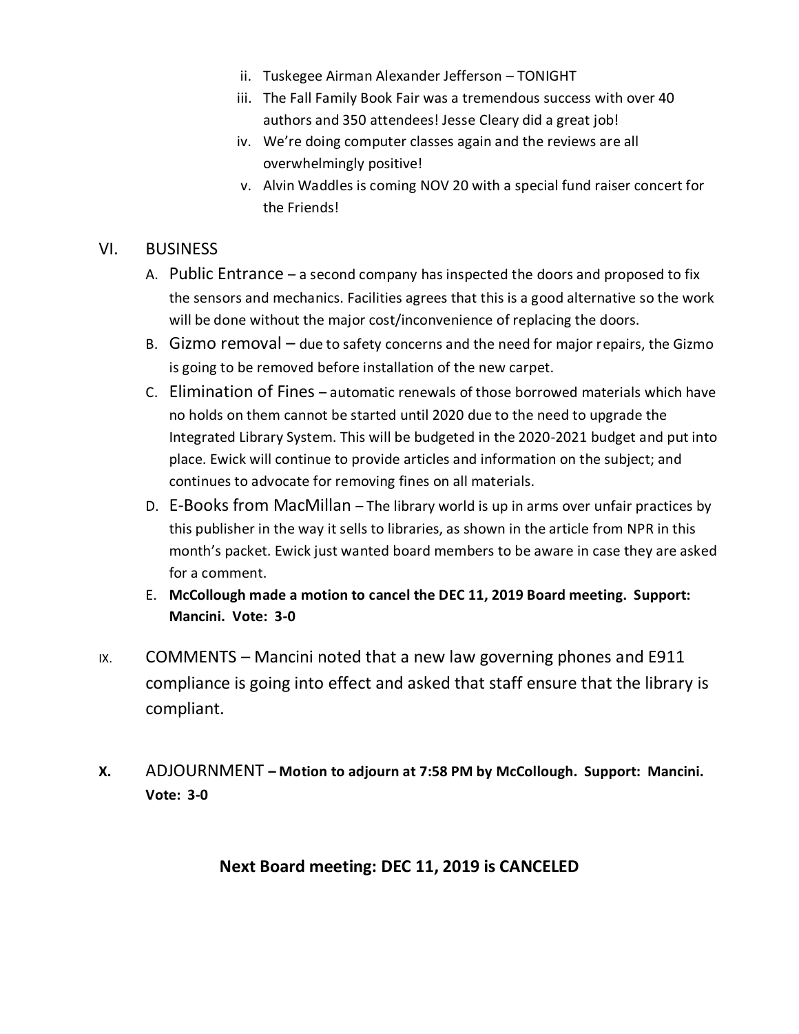ii. Tuskegee Airman Alexander Jefferson – TONIGHT
   iii. The Fall Family Book Fair was a tremendous success with over 40 authors and 350 attendees! Jesse Cleary did a great job!
   iv. We're doing computer classes again and the reviews are all overwhelmingly positive!
   v. Alvin Waddles is coming NOV 20 with a special fund raiser concert for the Friends!

## VI. BUSINESS

A. Public Entrance – a second company has inspected the doors and proposed to fix the sensors and mechanics. Facilities agrees that this is a good alternative so the work will be done without the major cost/inconvenience of replacing the doors.

B. Gizmo removal – due to safety concerns and the need for major repairs, the Gizmo is going to be removed before installation of the new carpet.

C. Elimination of Fines – automatic renewals of those borrowed materials which have no holds on them cannot be started until 2020 due to the need to upgrade the Integrated Library System. This will be budgeted in the 2020-2021 budget and put into place. Ewick will continue to provide articles and information on the subject; and continues to advocate for removing fines on all materials.

D. E-Books from MacMillan – The library world is up in arms over unfair practices by this publisher in the way it sells to libraries, as shown in the article from NPR in this month's packet. Ewick just wanted board members to be aware in case they are asked for a comment.

E. **McCollough made a motion to cancel the DEC 11, 2019 Board meeting. Support: Mancini. Vote: 3-0**

## IX. COMMENTS

– Mancini noted that a new law governing phones and E911 compliance is going into effect and asked that staff ensure that the library is compliant.

## X. ADJOURNMENT

**– Motion to adjourn at 7:58 PM by McCollough. Support: Mancini. Vote: 3-0**

**Next Board meeting: DEC 11, 2019 is CANCELED**